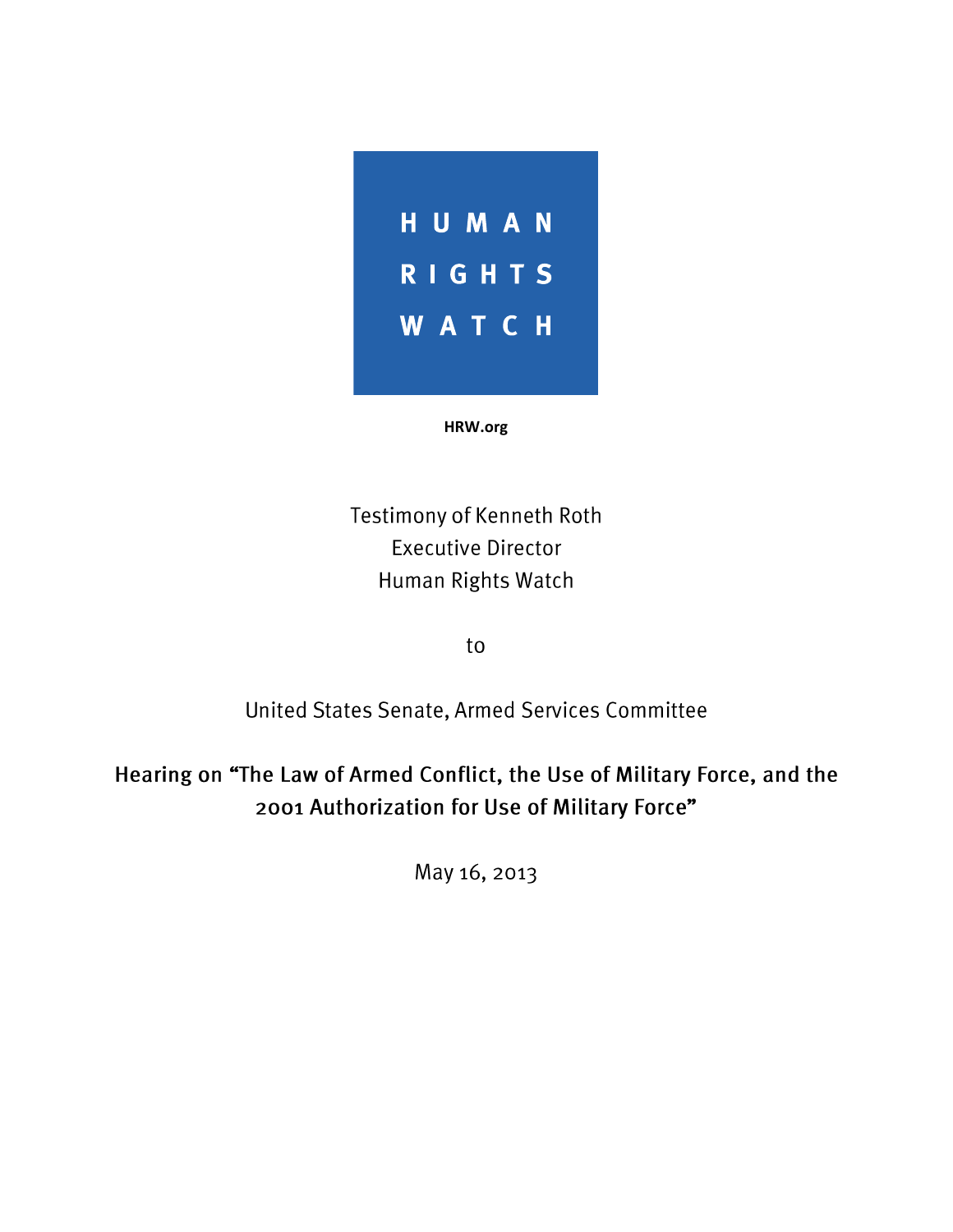HUMAN RIGHTS WATCH

HRW.org

Testimony of Kenneth Roth
Executive Director
Human Rights Watch

to

United States Senate, Armed Services Committee

**Hearing on "The Law of Armed Conflict, the Use of Military Force, and the 2001 Authorization for Use of Military Force"**

May 16, 2013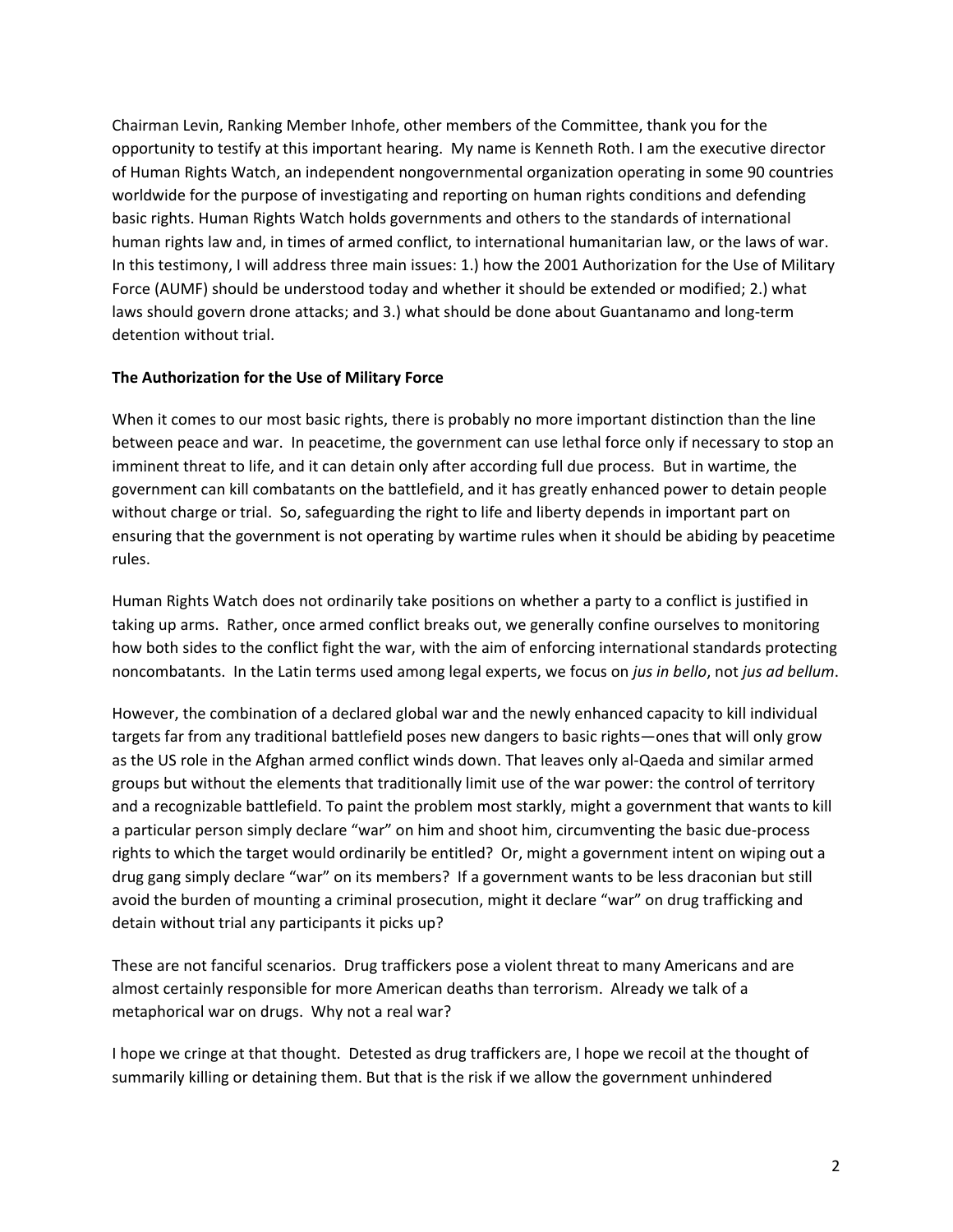Chairman Levin, Ranking Member Inhofe, other members of the Committee, thank you for the opportunity to testify at this important hearing. My name is Kenneth Roth. I am the executive director of Human Rights Watch, an independent nongovernmental organization operating in some 90 countries worldwide for the purpose of investigating and reporting on human rights conditions and defending basic rights. Human Rights Watch holds governments and others to the standards of international human rights law and, in times of armed conflict, to international humanitarian law, or the laws of war. In this testimony, I will address three main issues: 1.) how the 2001 Authorization for the Use of Military Force (AUMF) should be understood today and whether it should be extended or modified; 2.) what laws should govern drone attacks; and 3.) what should be done about Guantanamo and long-term detention without trial.

**The Authorization for the Use of Military Force**

When it comes to our most basic rights, there is probably no more important distinction than the line between peace and war. In peacetime, the government can use lethal force only if necessary to stop an imminent threat to life, and it can detain only after according full due process. But in wartime, the government can kill combatants on the battlefield, and it has greatly enhanced power to detain people without charge or trial. So, safeguarding the right to life and liberty depends in important part on ensuring that the government is not operating by wartime rules when it should be abiding by peacetime rules.

Human Rights Watch does not ordinarily take positions on whether a party to a conflict is justified in taking up arms. Rather, once armed conflict breaks out, we generally confine ourselves to monitoring how both sides to the conflict fight the war, with the aim of enforcing international standards protecting noncombatants. In the Latin terms used among legal experts, we focus on *jus in bello*, not *jus ad bellum*.

However, the combination of a declared global war and the newly enhanced capacity to kill individual targets far from any traditional battlefield poses new dangers to basic rights—ones that will only grow as the US role in the Afghan armed conflict winds down. That leaves only al-Qaeda and similar armed groups but without the elements that traditionally limit use of the war power: the control of territory and a recognizable battlefield. To paint the problem most starkly, might a government that wants to kill a particular person simply declare "war" on him and shoot him, circumventing the basic due-process rights to which the target would ordinarily be entitled? Or, might a government intent on wiping out a drug gang simply declare "war" on its members? If a government wants to be less draconian but still avoid the burden of mounting a criminal prosecution, might it declare "war" on drug trafficking and detain without trial any participants it picks up?

These are not fanciful scenarios. Drug traffickers pose a violent threat to many Americans and are almost certainly responsible for more American deaths than terrorism. Already we talk of a metaphorical war on drugs. Why not a real war?

I hope we cringe at that thought. Detested as drug traffickers are, I hope we recoil at the thought of summarily killing or detaining them. But that is the risk if we allow the government unhindered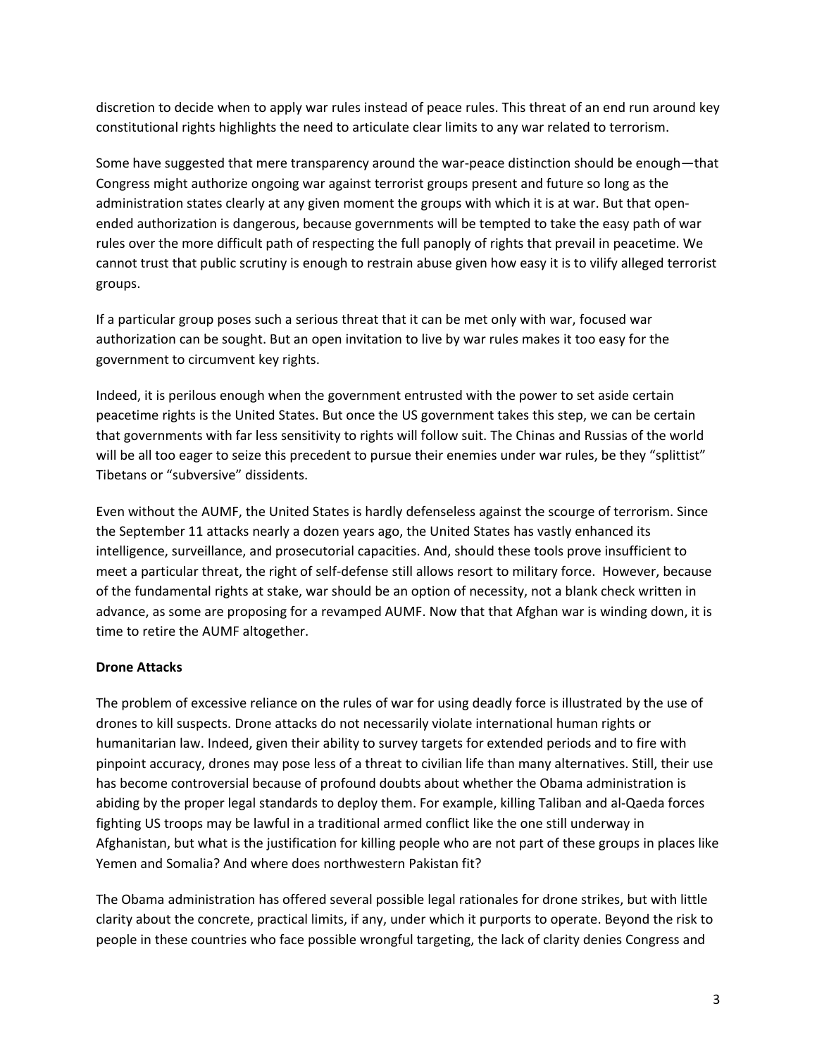discretion to decide when to apply war rules instead of peace rules. This threat of an end run around key constitutional rights highlights the need to articulate clear limits to any war related to terrorism.

Some have suggested that mere transparency around the war-peace distinction should be enough—that Congress might authorize ongoing war against terrorist groups present and future so long as the administration states clearly at any given moment the groups with which it is at war. But that open-ended authorization is dangerous, because governments will be tempted to take the easy path of war rules over the more difficult path of respecting the full panoply of rights that prevail in peacetime. We cannot trust that public scrutiny is enough to restrain abuse given how easy it is to vilify alleged terrorist groups.

If a particular group poses such a serious threat that it can be met only with war, focused war authorization can be sought. But an open invitation to live by war rules makes it too easy for the government to circumvent key rights.

Indeed, it is perilous enough when the government entrusted with the power to set aside certain peacetime rights is the United States. But once the US government takes this step, we can be certain that governments with far less sensitivity to rights will follow suit. The Chinas and Russias of the world will be all too eager to seize this precedent to pursue their enemies under war rules, be they "splittist" Tibetans or "subversive" dissidents.

Even without the AUMF, the United States is hardly defenseless against the scourge of terrorism. Since the September 11 attacks nearly a dozen years ago, the United States has vastly enhanced its intelligence, surveillance, and prosecutorial capacities. And, should these tools prove insufficient to meet a particular threat, the right of self-defense still allows resort to military force. However, because of the fundamental rights at stake, war should be an option of necessity, not a blank check written in advance, as some are proposing for a revamped AUMF. Now that that Afghan war is winding down, it is time to retire the AUMF altogether.

**Drone Attacks**

The problem of excessive reliance on the rules of war for using deadly force is illustrated by the use of drones to kill suspects. Drone attacks do not necessarily violate international human rights or humanitarian law. Indeed, given their ability to survey targets for extended periods and to fire with pinpoint accuracy, drones may pose less of a threat to civilian life than many alternatives. Still, their use has become controversial because of profound doubts about whether the Obama administration is abiding by the proper legal standards to deploy them. For example, killing Taliban and al-Qaeda forces fighting US troops may be lawful in a traditional armed conflict like the one still underway in Afghanistan, but what is the justification for killing people who are not part of these groups in places like Yemen and Somalia? And where does northwestern Pakistan fit?

The Obama administration has offered several possible legal rationales for drone strikes, but with little clarity about the concrete, practical limits, if any, under which it purports to operate. Beyond the risk to people in these countries who face possible wrongful targeting, the lack of clarity denies Congress and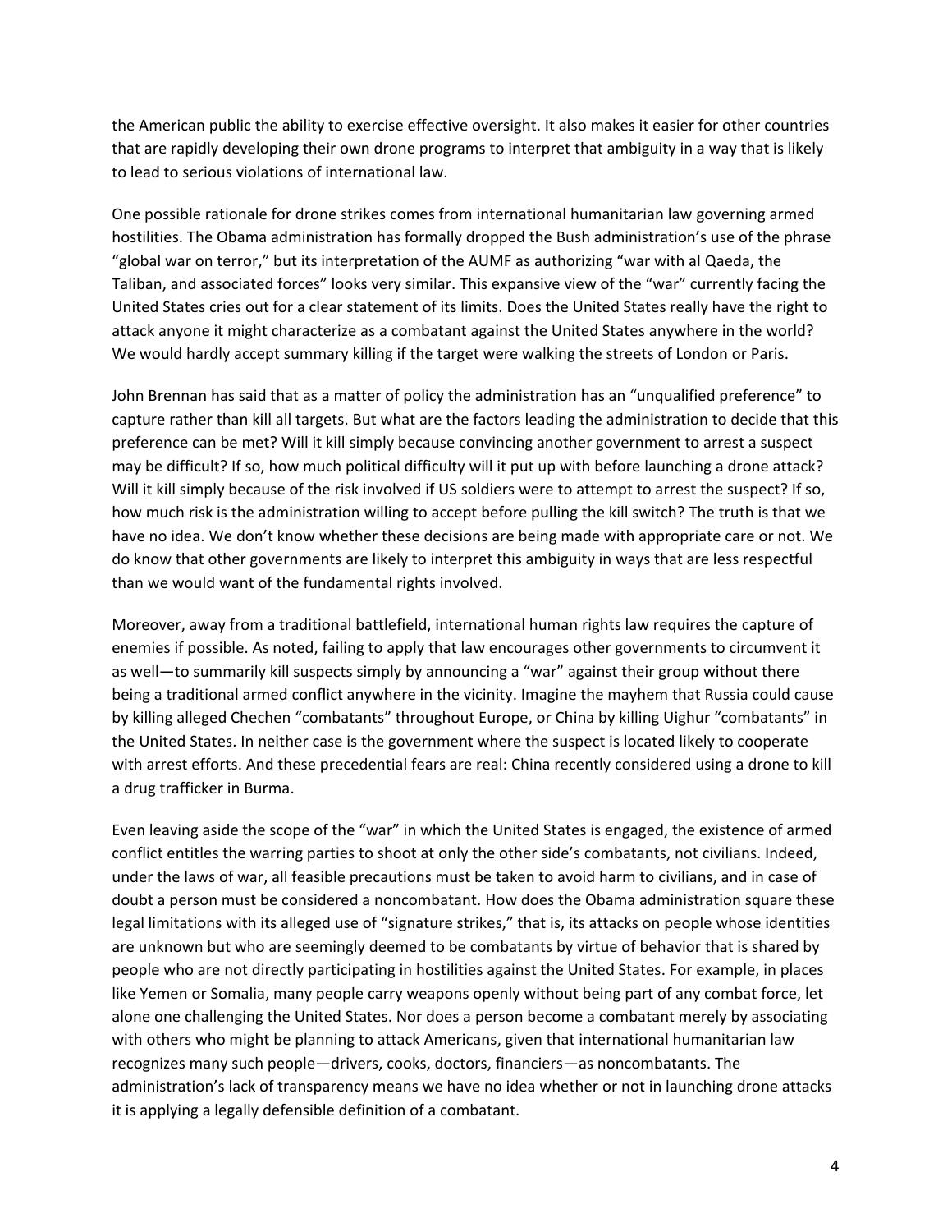the American public the ability to exercise effective oversight. It also makes it easier for other countries that are rapidly developing their own drone programs to interpret that ambiguity in a way that is likely to lead to serious violations of international law.

One possible rationale for drone strikes comes from international humanitarian law governing armed hostilities. The Obama administration has formally dropped the Bush administration's use of the phrase "global war on terror," but its interpretation of the AUMF as authorizing "war with al Qaeda, the Taliban, and associated forces" looks very similar. This expansive view of the "war" currently facing the United States cries out for a clear statement of its limits. Does the United States really have the right to attack anyone it might characterize as a combatant against the United States anywhere in the world? We would hardly accept summary killing if the target were walking the streets of London or Paris.

John Brennan has said that as a matter of policy the administration has an "unqualified preference" to capture rather than kill all targets. But what are the factors leading the administration to decide that this preference can be met? Will it kill simply because convincing another government to arrest a suspect may be difficult? If so, how much political difficulty will it put up with before launching a drone attack? Will it kill simply because of the risk involved if US soldiers were to attempt to arrest the suspect? If so, how much risk is the administration willing to accept before pulling the kill switch? The truth is that we have no idea. We don't know whether these decisions are being made with appropriate care or not. We do know that other governments are likely to interpret this ambiguity in ways that are less respectful than we would want of the fundamental rights involved.

Moreover, away from a traditional battlefield, international human rights law requires the capture of enemies if possible. As noted, failing to apply that law encourages other governments to circumvent it as well—to summarily kill suspects simply by announcing a "war" against their group without there being a traditional armed conflict anywhere in the vicinity. Imagine the mayhem that Russia could cause by killing alleged Chechen "combatants" throughout Europe, or China by killing Uighur "combatants" in the United States. In neither case is the government where the suspect is located likely to cooperate with arrest efforts. And these precedential fears are real: China recently considered using a drone to kill a drug trafficker in Burma.

Even leaving aside the scope of the "war" in which the United States is engaged, the existence of armed conflict entitles the warring parties to shoot at only the other side's combatants, not civilians. Indeed, under the laws of war, all feasible precautions must be taken to avoid harm to civilians, and in case of doubt a person must be considered a noncombatant. How does the Obama administration square these legal limitations with its alleged use of "signature strikes," that is, its attacks on people whose identities are unknown but who are seemingly deemed to be combatants by virtue of behavior that is shared by people who are not directly participating in hostilities against the United States. For example, in places like Yemen or Somalia, many people carry weapons openly without being part of any combat force, let alone one challenging the United States. Nor does a person become a combatant merely by associating with others who might be planning to attack Americans, given that international humanitarian law recognizes many such people—drivers, cooks, doctors, financiers—as noncombatants. The administration's lack of transparency means we have no idea whether or not in launching drone attacks it is applying a legally defensible definition of a combatant.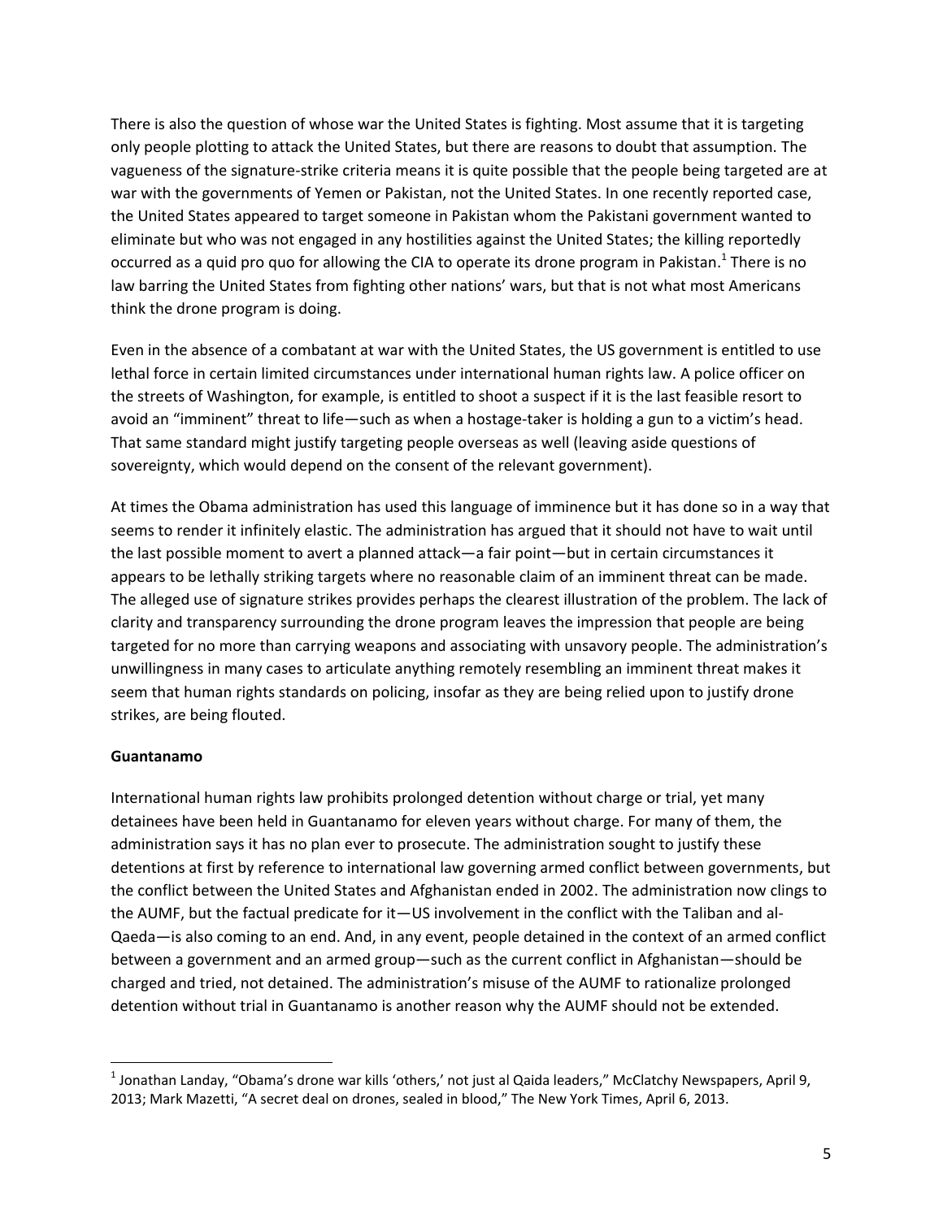There is also the question of whose war the United States is fighting. Most assume that it is targeting only people plotting to attack the United States, but there are reasons to doubt that assumption. The vagueness of the signature-strike criteria means it is quite possible that the people being targeted are at war with the governments of Yemen or Pakistan, not the United States. In one recently reported case, the United States appeared to target someone in Pakistan whom the Pakistani government wanted to eliminate but who was not engaged in any hostilities against the United States; the killing reportedly occurred as a quid pro quo for allowing the CIA to operate its drone program in Pakistan.[1] There is no law barring the United States from fighting other nations' wars, but that is not what most Americans think the drone program is doing.

Even in the absence of a combatant at war with the United States, the US government is entitled to use lethal force in certain limited circumstances under international human rights law. A police officer on the streets of Washington, for example, is entitled to shoot a suspect if it is the last feasible resort to avoid an "imminent" threat to life—such as when a hostage-taker is holding a gun to a victim's head. That same standard might justify targeting people overseas as well (leaving aside questions of sovereignty, which would depend on the consent of the relevant government).

At times the Obama administration has used this language of imminence but it has done so in a way that seems to render it infinitely elastic. The administration has argued that it should not have to wait until the last possible moment to avert a planned attack—a fair point—but in certain circumstances it appears to be lethally striking targets where no reasonable claim of an imminent threat can be made. The alleged use of signature strikes provides perhaps the clearest illustration of the problem. The lack of clarity and transparency surrounding the drone program leaves the impression that people are being targeted for no more than carrying weapons and associating with unsavory people. The administration's unwillingness in many cases to articulate anything remotely resembling an imminent threat makes it seem that human rights standards on policing, insofar as they are being relied upon to justify drone strikes, are being flouted.

**Guantanamo**

International human rights law prohibits prolonged detention without charge or trial, yet many detainees have been held in Guantanamo for eleven years without charge. For many of them, the administration says it has no plan ever to prosecute. The administration sought to justify these detentions at first by reference to international law governing armed conflict between governments, but the conflict between the United States and Afghanistan ended in 2002. The administration now clings to the AUMF, but the factual predicate for it—US involvement in the conflict with the Taliban and al-Qaeda—is also coming to an end. And, in any event, people detained in the context of an armed conflict between a government and an armed group—such as the current conflict in Afghanistan—should be charged and tried, not detained. The administration's misuse of the AUMF to rationalize prolonged detention without trial in Guantanamo is another reason why the AUMF should not be extended.

---

[1] Jonathan Landay, "Obama's drone war kills 'others,' not just al Qaida leaders," McClatchy Newspapers, April 9, 2013; Mark Mazetti, "A secret deal on drones, sealed in blood," The New York Times, April 6, 2013.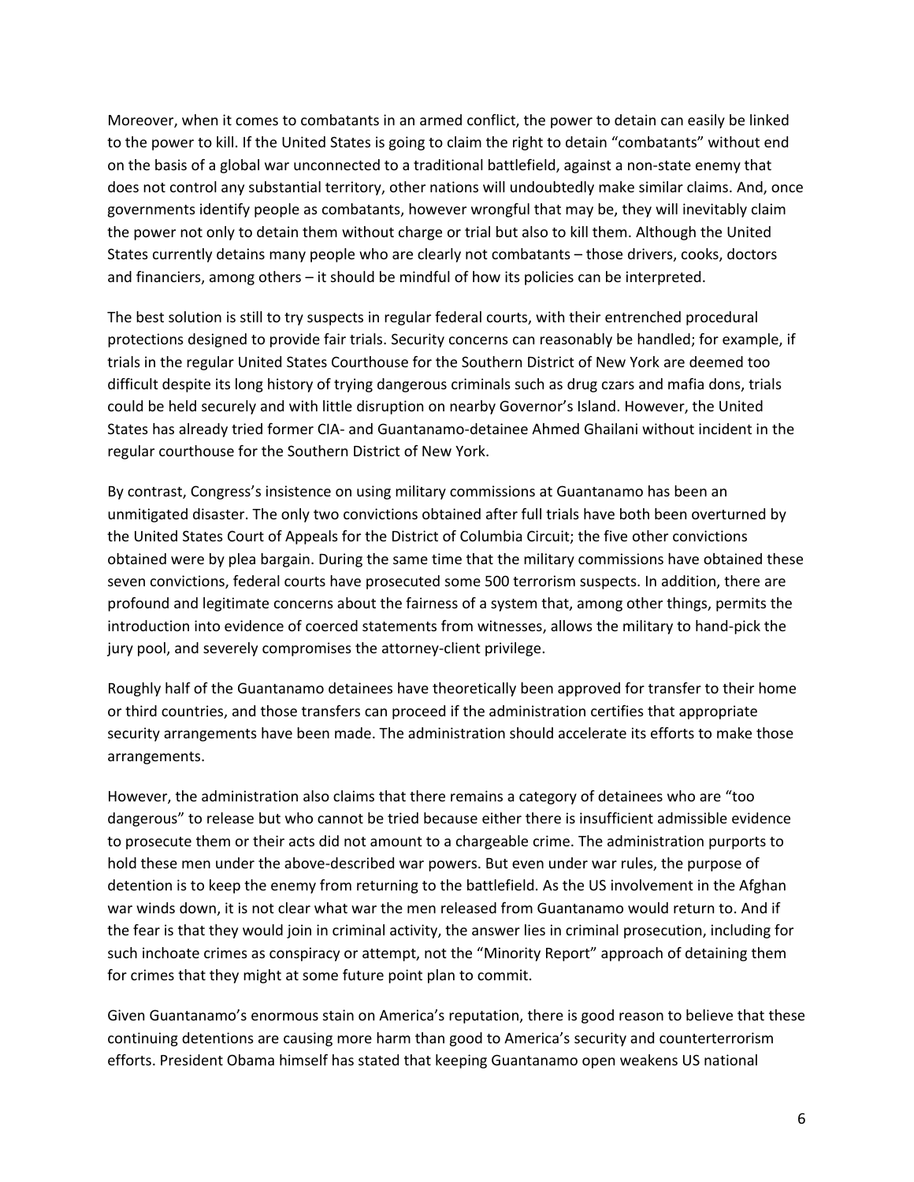Moreover, when it comes to combatants in an armed conflict, the power to detain can easily be linked to the power to kill. If the United States is going to claim the right to detain "combatants" without end on the basis of a global war unconnected to a traditional battlefield, against a non-state enemy that does not control any substantial territory, other nations will undoubtedly make similar claims. And, once governments identify people as combatants, however wrongful that may be, they will inevitably claim the power not only to detain them without charge or trial but also to kill them. Although the United States currently detains many people who are clearly not combatants – those drivers, cooks, doctors and financiers, among others – it should be mindful of how its policies can be interpreted.

The best solution is still to try suspects in regular federal courts, with their entrenched procedural protections designed to provide fair trials. Security concerns can reasonably be handled; for example, if trials in the regular United States Courthouse for the Southern District of New York are deemed too difficult despite its long history of trying dangerous criminals such as drug czars and mafia dons, trials could be held securely and with little disruption on nearby Governor's Island. However, the United States has already tried former CIA- and Guantanamo-detainee Ahmed Ghailani without incident in the regular courthouse for the Southern District of New York.

By contrast, Congress's insistence on using military commissions at Guantanamo has been an unmitigated disaster. The only two convictions obtained after full trials have both been overturned by the United States Court of Appeals for the District of Columbia Circuit; the five other convictions obtained were by plea bargain. During the same time that the military commissions have obtained these seven convictions, federal courts have prosecuted some 500 terrorism suspects. In addition, there are profound and legitimate concerns about the fairness of a system that, among other things, permits the introduction into evidence of coerced statements from witnesses, allows the military to hand-pick the jury pool, and severely compromises the attorney-client privilege.

Roughly half of the Guantanamo detainees have theoretically been approved for transfer to their home or third countries, and those transfers can proceed if the administration certifies that appropriate security arrangements have been made. The administration should accelerate its efforts to make those arrangements.

However, the administration also claims that there remains a category of detainees who are "too dangerous" to release but who cannot be tried because either there is insufficient admissible evidence to prosecute them or their acts did not amount to a chargeable crime. The administration purports to hold these men under the above-described war powers. But even under war rules, the purpose of detention is to keep the enemy from returning to the battlefield. As the US involvement in the Afghan war winds down, it is not clear what war the men released from Guantanamo would return to. And if the fear is that they would join in criminal activity, the answer lies in criminal prosecution, including for such inchoate crimes as conspiracy or attempt, not the "Minority Report" approach of detaining them for crimes that they might at some future point plan to commit.

Given Guantanamo's enormous stain on America's reputation, there is good reason to believe that these continuing detentions are causing more harm than good to America's security and counterterrorism efforts. President Obama himself has stated that keeping Guantanamo open weakens US national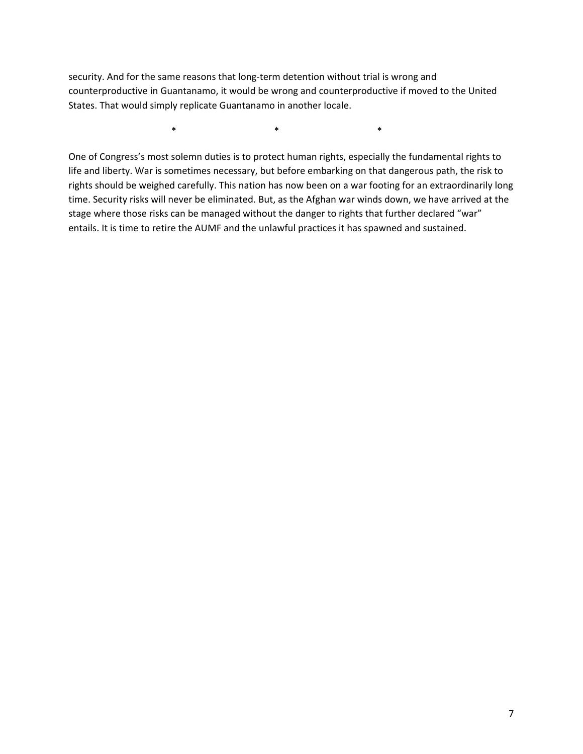security. And for the same reasons that long-term detention without trial is wrong and counterproductive in Guantanamo, it would be wrong and counterproductive if moved to the United States. That would simply replicate Guantanamo in another locale.

\*    \*    \*

One of Congress's most solemn duties is to protect human rights, especially the fundamental rights to life and liberty. War is sometimes necessary, but before embarking on that dangerous path, the risk to rights should be weighed carefully. This nation has now been on a war footing for an extraordinarily long time. Security risks will never be eliminated. But, as the Afghan war winds down, we have arrived at the stage where those risks can be managed without the danger to rights that further declared "war" entails. It is time to retire the AUMF and the unlawful practices it has spawned and sustained.